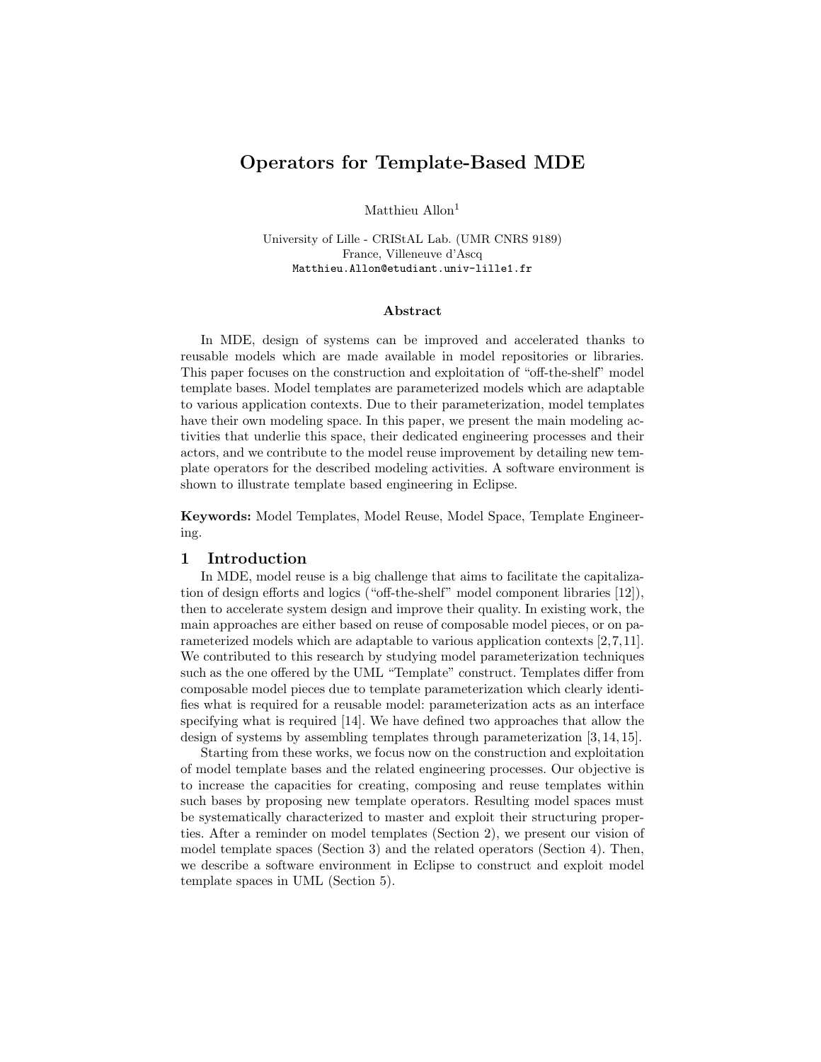# Operators for Template-Based MDE

Matthieu Allon[1]

University of Lille - CRIStAL Lab. (UMR CNRS 9189)
France, Villeneuve d'Ascq
Matthieu.Allon@etudiant.univ-lille1.fr

### Abstract

In MDE, design of systems can be improved and accelerated thanks to reusable models which are made available in model repositories or libraries. This paper focuses on the construction and exploitation of "off-the-shelf" model template bases. Model templates are parameterized models which are adaptable to various application contexts. Due to their parameterization, model templates have their own modeling space. In this paper, we present the main modeling activities that underlie this space, their dedicated engineering processes and their actors, and we contribute to the model reuse improvement by detailing new template operators for the described modeling activities. A software environment is shown to illustrate template based engineering in Eclipse.

**Keywords:** Model Templates, Model Reuse, Model Space, Template Engineering.

## 1 Introduction

In MDE, model reuse is a big challenge that aims to facilitate the capitalization of design efforts and logics ("off-the-shelf" model component libraries [12]), then to accelerate system design and improve their quality. In existing work, the main approaches are either based on reuse of composable model pieces, or on parameterized models which are adaptable to various application contexts [2,7,11]. We contributed to this research by studying model parameterization techniques such as the one offered by the UML "Template" construct. Templates differ from composable model pieces due to template parameterization which clearly identifies what is required for a reusable model: parameterization acts as an interface specifying what is required [14]. We have defined two approaches that allow the design of systems by assembling templates through parameterization [3, 14, 15].

Starting from these works, we focus now on the construction and exploitation of model template bases and the related engineering processes. Our objective is to increase the capacities for creating, composing and reuse templates within such bases by proposing new template operators. Resulting model spaces must be systematically characterized to master and exploit their structuring properties. After a reminder on model templates (Section 2), we present our vision of model template spaces (Section 3) and the related operators (Section 4). Then, we describe a software environment in Eclipse to construct and exploit model template spaces in UML (Section 5).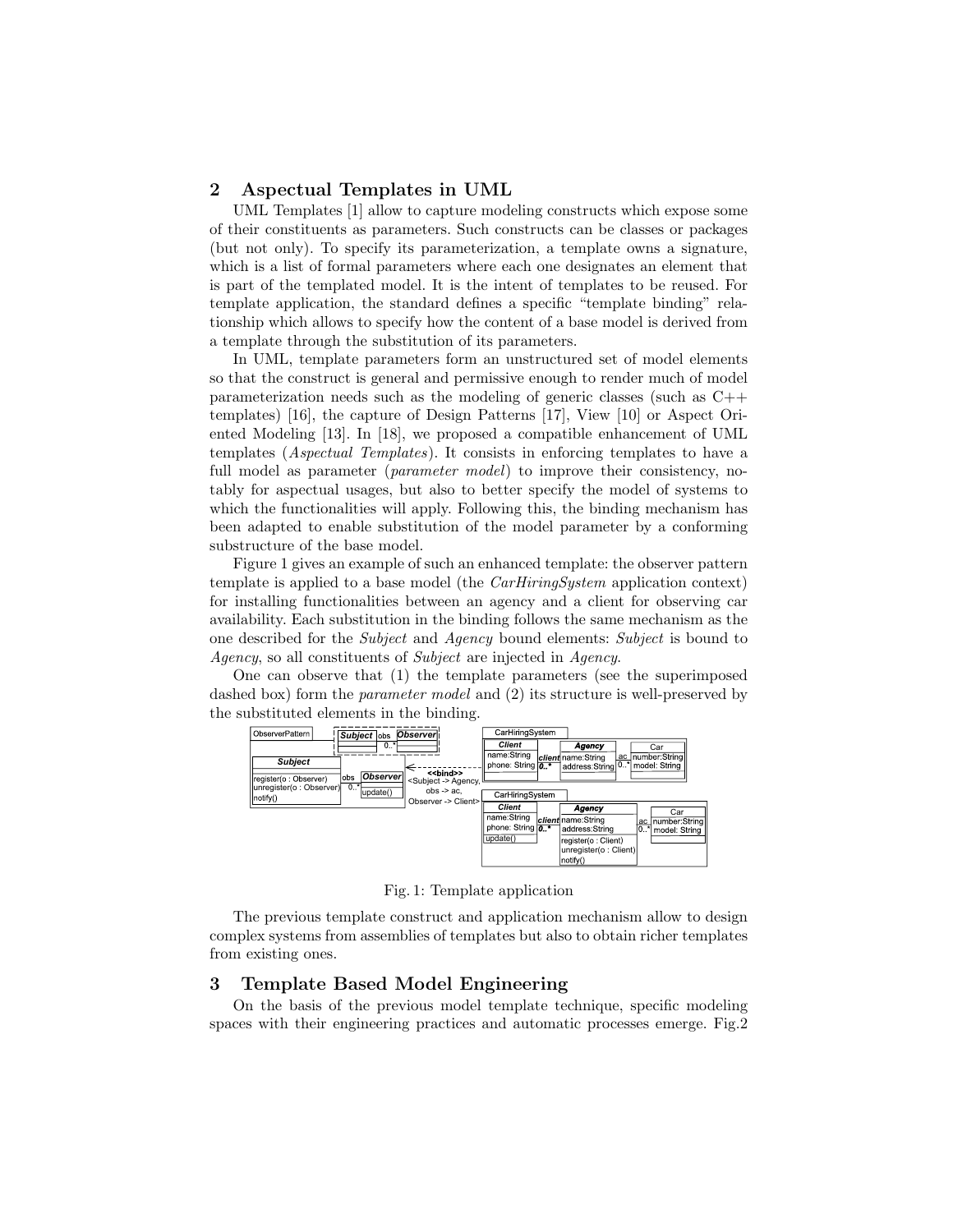## 2 Aspectual Templates in UML

UML Templates [1] allow to capture modeling constructs which expose some of their constituents as parameters. Such constructs can be classes or packages (but not only). To specify its parameterization, a template owns a signature, which is a list of formal parameters where each one designates an element that is part of the templated model. It is the intent of templates to be reused. For template application, the standard defines a specific "template binding" relationship which allows to specify how the content of a base model is derived from a template through the substitution of its parameters.

In UML, template parameters form an unstructured set of model elements so that the construct is general and permissive enough to render much of model parameterization needs such as the modeling of generic classes (such as C++ templates) [16], the capture of Design Patterns [17], View [10] or Aspect Oriented Modeling [13]. In [18], we proposed a compatible enhancement of UML templates (*Aspectual Templates*). It consists in enforcing templates to have a full model as parameter (*parameter model*) to improve their consistency, notably for aspectual usages, but also to better specify the model of systems to which the functionalities will apply. Following this, the binding mechanism has been adapted to enable substitution of the model parameter by a conforming substructure of the base model.

Figure 1 gives an example of such an enhanced template: the observer pattern template is applied to a base model (the *CarHiringSystem* application context) for installing functionalities between an agency and a client for observing car availability. Each substitution in the binding follows the same mechanism as the one described for the *Subject* and *Agency* bound elements: *Subject* is bound to *Agency*, so all constituents of *Subject* are injected in *Agency*.

One can observe that (1) the template parameters (see the superimposed dashed box) form the *parameter model* and (2) its structure is well-preserved by the substituted elements in the binding.

Fig. 1: Template application

The previous template construct and application mechanism allow to design complex systems from assemblies of templates but also to obtain richer templates from existing ones.

## 3 Template Based Model Engineering

On the basis of the previous model template technique, specific modeling spaces with their engineering practices and automatic processes emerge. Fig.2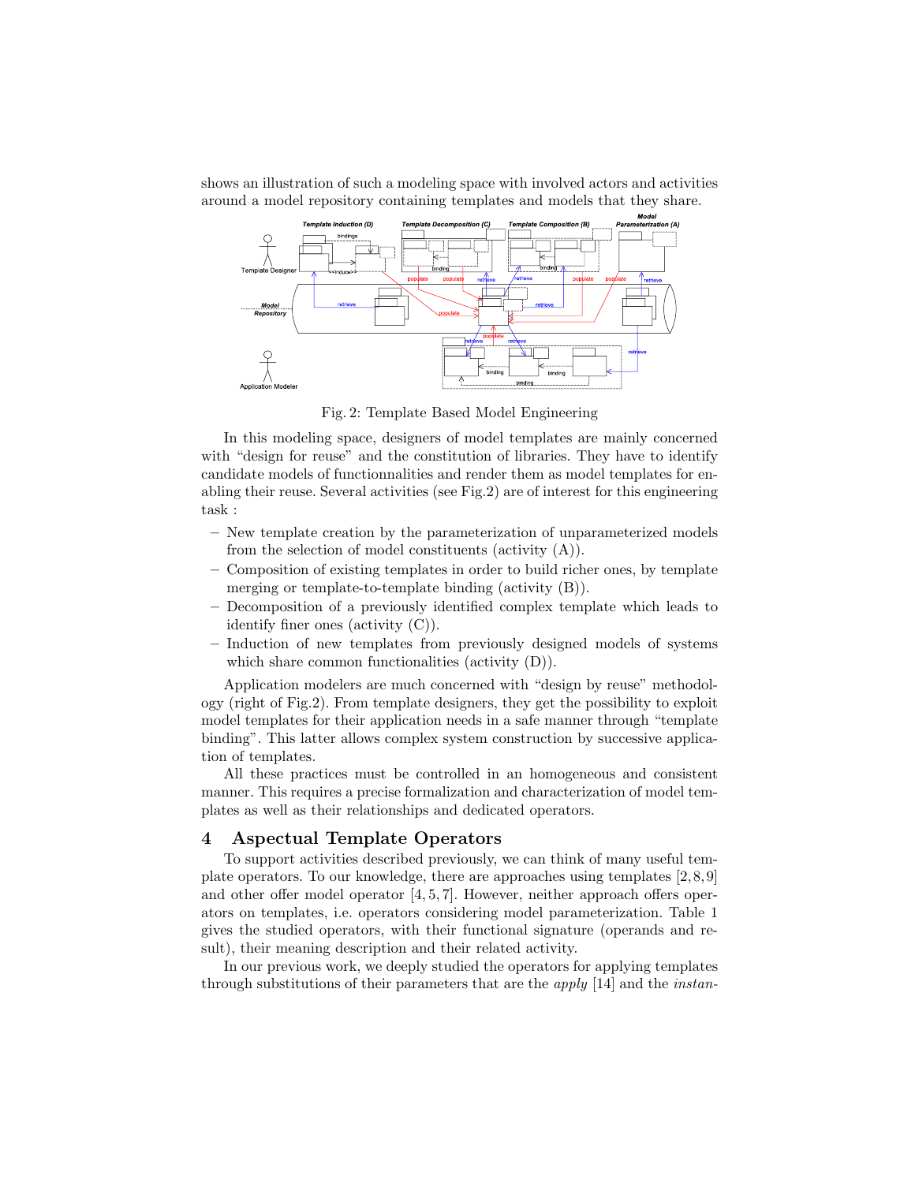shows an illustration of such a modeling space with involved actors and activities around a model repository containing templates and models that they share.

Fig. 2: Template Based Model Engineering

In this modeling space, designers of model templates are mainly concerned with "design for reuse" and the constitution of libraries. They have to identify candidate models of functionnalities and render them as model templates for enabling their reuse. Several activities (see Fig.2) are of interest for this engineering task :

- New template creation by the parameterization of unparameterized models from the selection of model constituents (activity (A)).
- Composition of existing templates in order to build richer ones, by template merging or template-to-template binding (activity (B)).
- Decomposition of a previously identified complex template which leads to identify finer ones (activity (C)).
- Induction of new templates from previously designed models of systems which share common functionalities (activity (D)).

Application modelers are much concerned with "design by reuse" methodology (right of Fig.2). From template designers, they get the possibility to exploit model templates for their application needs in a safe manner through "template binding". This latter allows complex system construction by successive application of templates.

All these practices must be controlled in an homogeneous and consistent manner. This requires a precise formalization and characterization of model templates as well as their relationships and dedicated operators.

## 4 Aspectual Template Operators

To support activities described previously, we can think of many useful template operators. To our knowledge, there are approaches using templates [2, 8, 9] and other offer model operator [4, 5, 7]. However, neither approach offers operators on templates, i.e. operators considering model parameterization. Table 1 gives the studied operators, with their functional signature (operands and result), their meaning description and their related activity.

In our previous work, we deeply studied the operators for applying templates through substitutions of their parameters that are the *apply* [14] and the *instan-*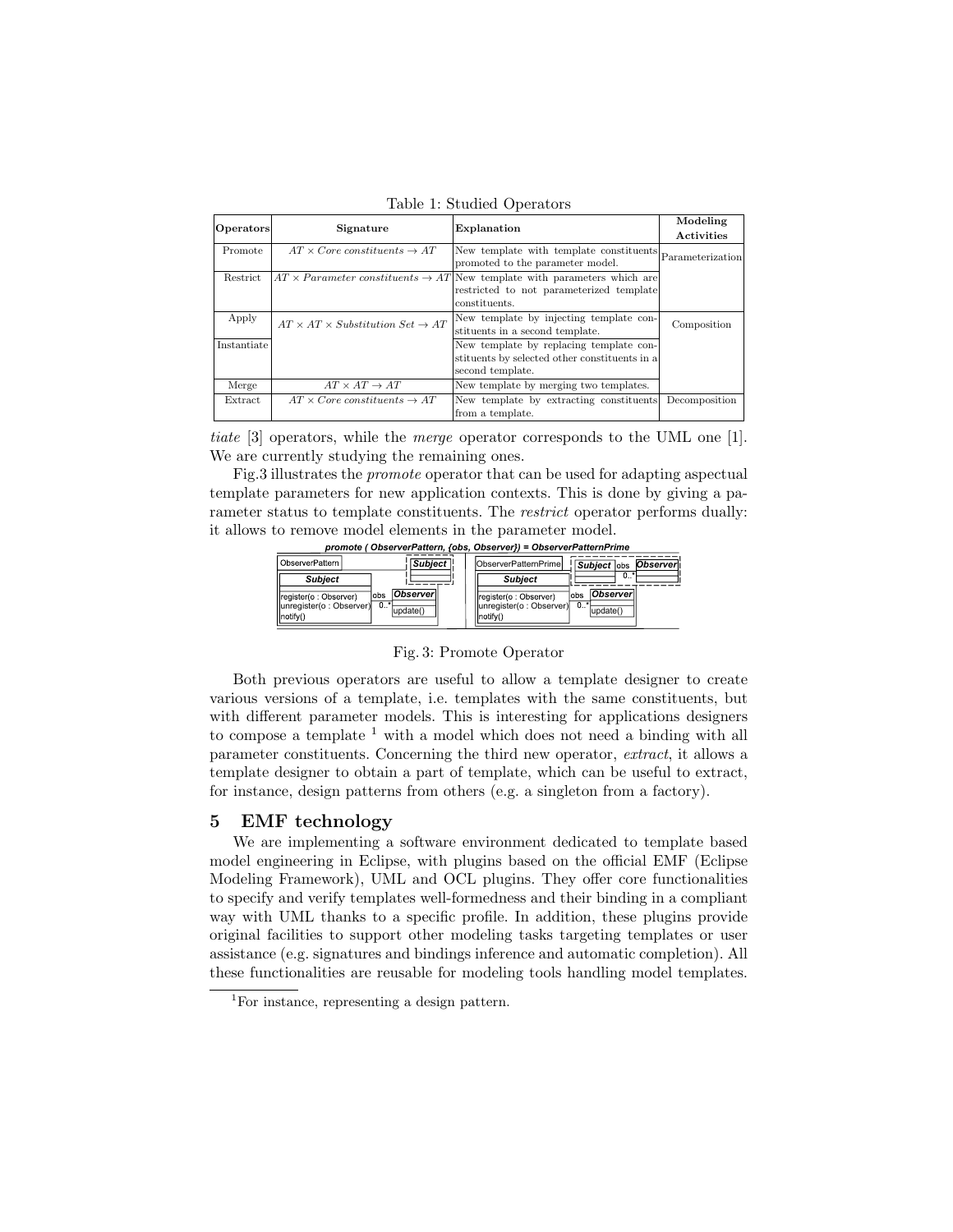Table 1: Studied Operators

| Operators | Signature | Explanation | Modeling Activities |
|---|---|---|---|
| Promote | $AT \times Core\ constituents \rightarrow AT$ | New template with template constituents promoted to the parameter model. | Parameterization |
| Restrict | $AT \times Parameter\ constituents \rightarrow AT$ | New template with parameters which are restricted to not parameterized template constituents. | |
| Apply | $AT \times AT \times Substitution\ Set \rightarrow AT$ | New template by injecting template constituents in a second template. | Composition |
| Instantiate | | New template by replacing template constituents by selected other constituents in a second template. | |
| Merge | $AT \times AT \rightarrow AT$ | New template by merging two templates. | |
| Extract | $AT \times Core\ constituents \rightarrow AT$ | New template by extracting constituents from a template. | Decomposition |

*tiate* [3] operators, while the *merge* operator corresponds to the UML one [1]. We are currently studying the remaining ones.

Fig.3 illustrates the *promote* operator that can be used for adapting aspectual template parameters for new application contexts. This is done by giving a parameter status to template constituents. The *restrict* operator performs dually: it allows to remove model elements in the parameter model.

**promote ( ObserverPattern, {obs, Observer}) = ObserverPatternPrime**

Fig. 3: Promote Operator

Both previous operators are useful to allow a template designer to create various versions of a template, i.e. templates with the same constituents, but with different parameter models. This is interesting for applications designers to compose a template [1] with a model which does not need a binding with all parameter constituents. Concerning the third new operator, *extract*, it allows a template designer to obtain a part of template, which can be useful to extract, for instance, design patterns from others (e.g. a singleton from a factory).

## 5 EMF technology

We are implementing a software environment dedicated to template based model engineering in Eclipse, with plugins based on the official EMF (Eclipse Modeling Framework), UML and OCL plugins. They offer core functionalities to specify and verify templates well-formedness and their binding in a compliant way with UML thanks to a specific profile. In addition, these plugins provide original facilities to support other modeling tasks targeting templates or user assistance (e.g. signatures and bindings inference and automatic completion). All these functionalities are reusable for modeling tools handling model templates.

[1] For instance, representing a design pattern.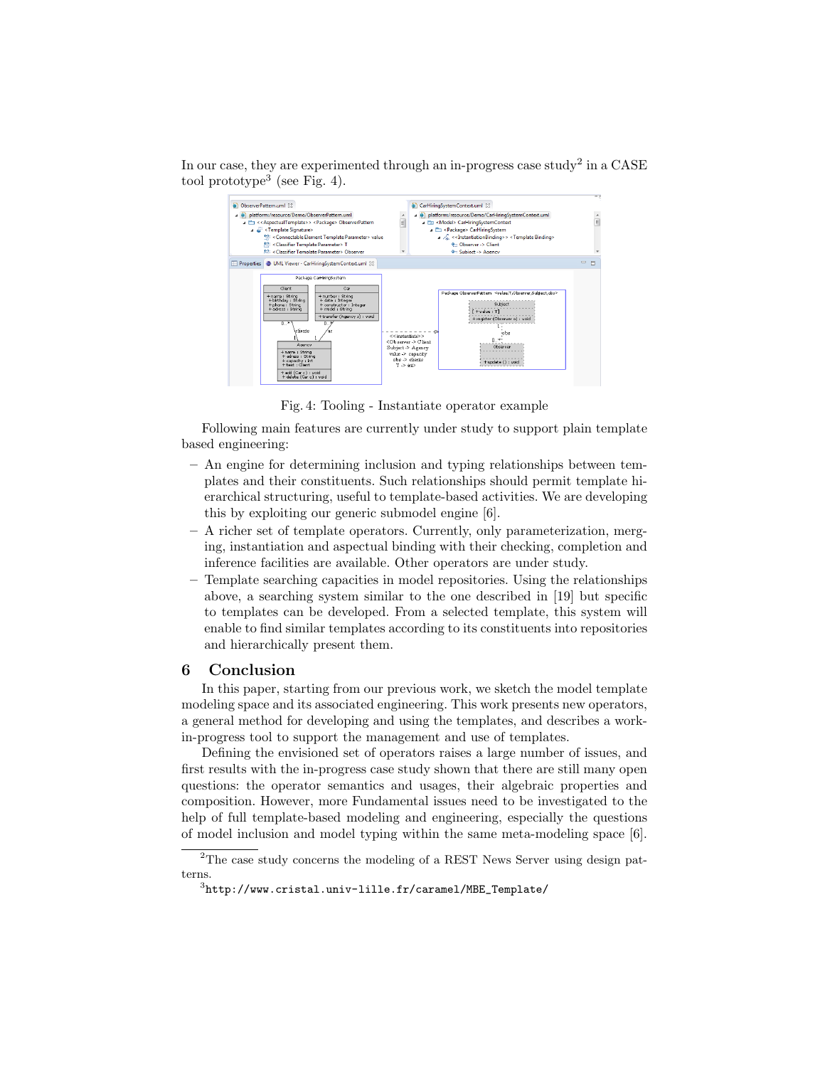In our case, they are experimented through an in-progress case study[2] in a CASE tool prototype[3] (see Fig. 4).

Fig. 4: Tooling - Instantiate operator example

Following main features are currently under study to support plain template based engineering:

- An engine for determining inclusion and typing relationships between templates and their constituents. Such relationships should permit template hierarchical structuring, useful to template-based activities. We are developing this by exploiting our generic submodel engine [6].
- A richer set of template operators. Currently, only parameterization, merging, instantiation and aspectual binding with their checking, completion and inference facilities are available. Other operators are under study.
- Template searching capacities in model repositories. Using the relationships above, a searching system similar to the one described in [19] but specific to templates can be developed. From a selected template, this system will enable to find similar templates according to its constituents into repositories and hierarchically present them.

## 6 Conclusion

In this paper, starting from our previous work, we sketch the model template modeling space and its associated engineering. This work presents new operators, a general method for developing and using the templates, and describes a work-in-progress tool to support the management and use of templates.

Defining the envisioned set of operators raises a large number of issues, and first results with the in-progress case study shown that there are still many open questions: the operator semantics and usages, their algebraic properties and composition. However, more Fundamental issues need to be investigated to the help of full template-based modeling and engineering, especially the questions of model inclusion and model typing within the same meta-modeling space [6].

---

[2] The case study concerns the modeling of a REST News Server using design patterns.

[3] `http://www.cristal.univ-lille.fr/caramel/MBE_Template/`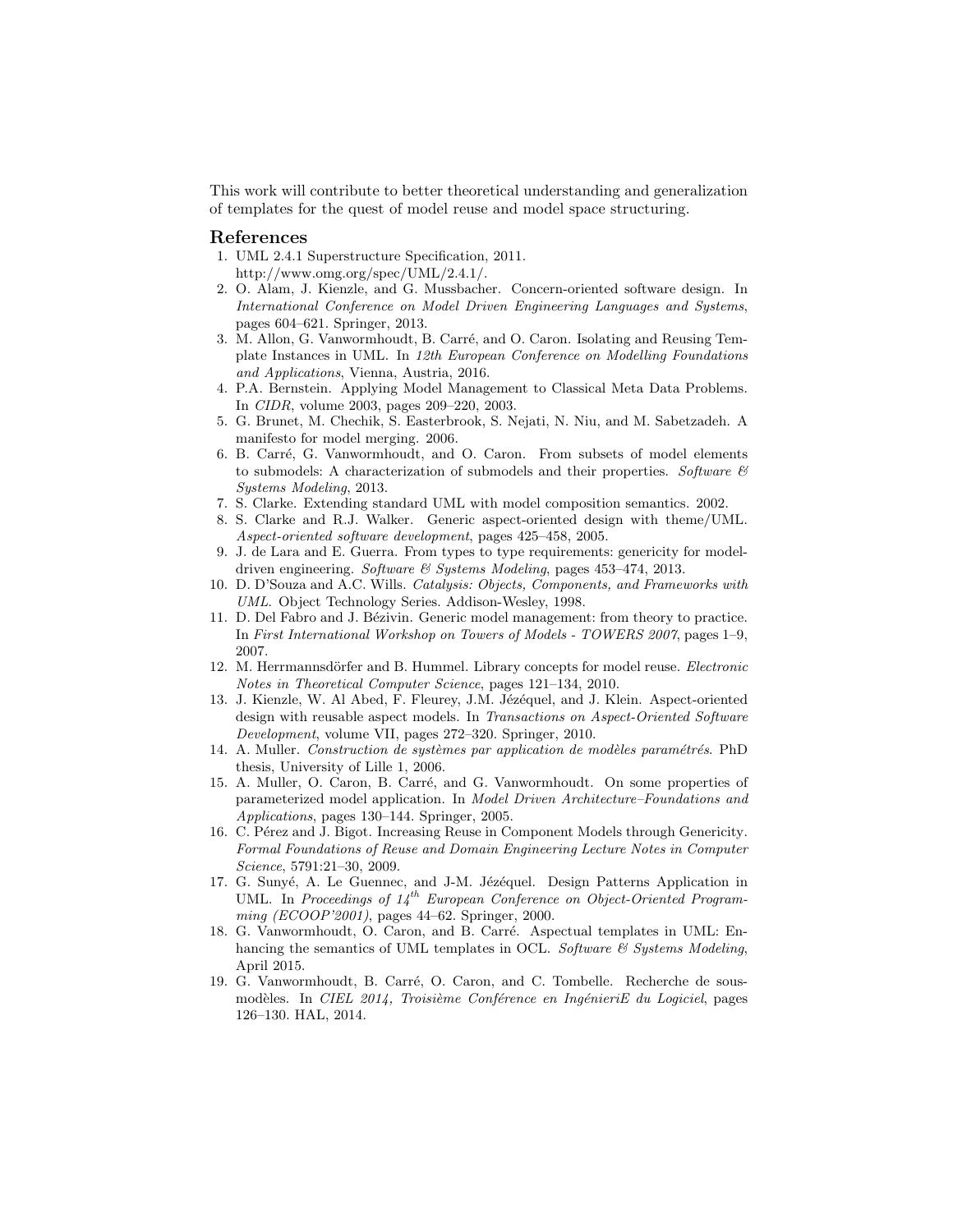This work will contribute to better theoretical understanding and generalization of templates for the quest of model reuse and model space structuring.

## References

1. UML 2.4.1 Superstructure Specification, 2011. http://www.omg.org/spec/UML/2.4.1/.
2. O. Alam, J. Kienzle, and G. Mussbacher. Concern-oriented software design. In *International Conference on Model Driven Engineering Languages and Systems*, pages 604–621. Springer, 2013.
3. M. Allon, G. Vanwormhoudt, B. Carré, and O. Caron. Isolating and Reusing Template Instances in UML. In *12th European Conference on Modelling Foundations and Applications*, Vienna, Austria, 2016.
4. P.A. Bernstein. Applying Model Management to Classical Meta Data Problems. In *CIDR*, volume 2003, pages 209–220, 2003.
5. G. Brunet, M. Chechik, S. Easterbrook, S. Nejati, N. Niu, and M. Sabetzadeh. A manifesto for model merging. 2006.
6. B. Carré, G. Vanwormhoudt, and O. Caron. From subsets of model elements to submodels: A characterization of submodels and their properties. *Software & Systems Modeling*, 2013.
7. S. Clarke. Extending standard UML with model composition semantics. 2002.
8. S. Clarke and R.J. Walker. Generic aspect-oriented design with theme/UML. *Aspect-oriented software development*, pages 425–458, 2005.
9. J. de Lara and E. Guerra. From types to type requirements: genericity for model-driven engineering. *Software & Systems Modeling*, pages 453–474, 2013.
10. D. D'Souza and A.C. Wills. *Catalysis: Objects, Components, and Frameworks with UML*. Object Technology Series. Addison-Wesley, 1998.
11. D. Del Fabro and J. Bézivin. Generic model management: from theory to practice. In *First International Workshop on Towers of Models - TOWERS 2007*, pages 1–9, 2007.
12. M. Herrmannsdörfer and B. Hummel. Library concepts for model reuse. *Electronic Notes in Theoretical Computer Science*, pages 121–134, 2010.
13. J. Kienzle, W. Al Abed, F. Fleurey, J.M. Jézéquel, and J. Klein. Aspect-oriented design with reusable aspect models. In *Transactions on Aspect-Oriented Software Development*, volume VII, pages 272–320. Springer, 2010.
14. A. Muller. *Construction de systèmes par application de modèles paramétrés*. PhD thesis, University of Lille 1, 2006.
15. A. Muller, O. Caron, B. Carré, and G. Vanwormhoudt. On some properties of parameterized model application. In *Model Driven Architecture–Foundations and Applications*, pages 130–144. Springer, 2005.
16. C. Pérez and J. Bigot. Increasing Reuse in Component Models through Genericity. *Formal Foundations of Reuse and Domain Engineering Lecture Notes in Computer Science*, 5791:21–30, 2009.
17. G. Sunyé, A. Le Guennec, and J-M. Jézéquel. Design Patterns Application in UML. In *Proceedings of $14^{th}$ European Conference on Object-Oriented Programming (ECOOP'2001)*, pages 44–62. Springer, 2000.
18. G. Vanwormhoudt, O. Caron, and B. Carré. Aspectual templates in UML: Enhancing the semantics of UML templates in OCL. *Software & Systems Modeling*, April 2015.
19. G. Vanwormhoudt, B. Carré, O. Caron, and C. Tombelle. Recherche de sous-modèles. In *CIEL 2014, Troisième Conférence en IngénierieE du Logiciel*, pages 126–130. HAL, 2014.